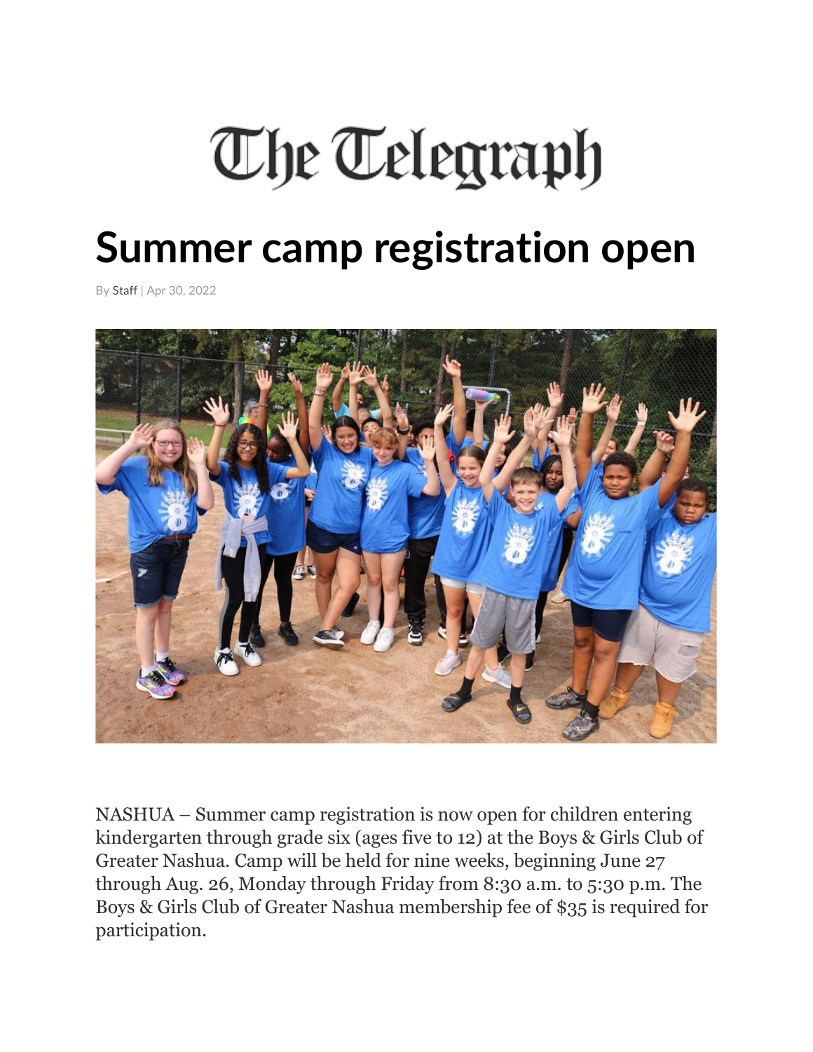# The Telegraph

# Summer camp registration open

By Staff | Apr 30, 2022

NASHUA – Summer camp registration is now open for children entering kindergarten through grade six (ages five to 12) at the Boys & Girls Club of Greater Nashua. Camp will be held for nine weeks, beginning June 27 through Aug. 26, Monday through Friday from 8:30 a.m. to 5:30 p.m. The Boys & Girls Club of Greater Nashua membership fee of $35 is required for participation.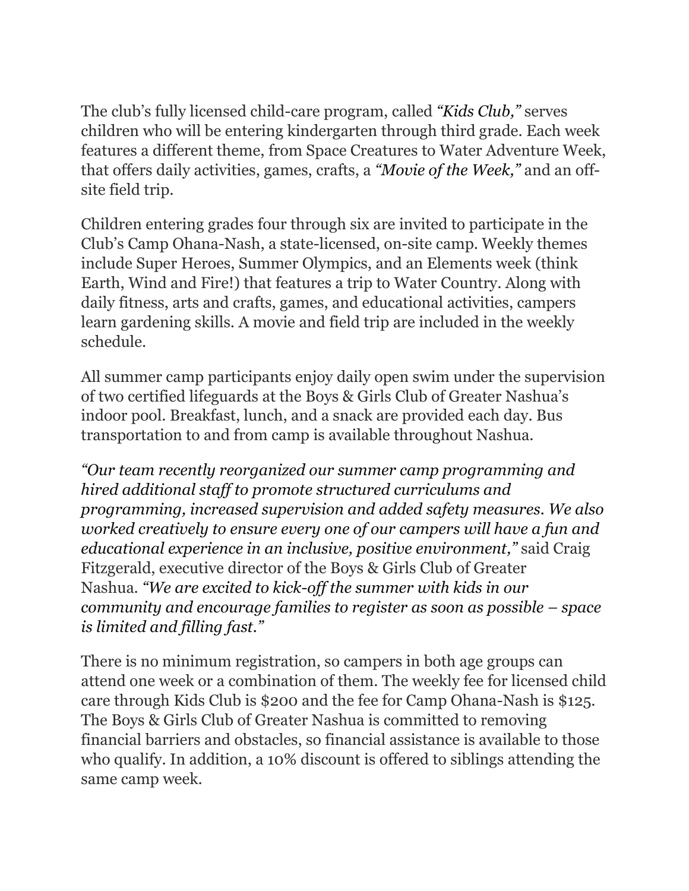The club's fully licensed child-care program, called *"Kids Club,"* serves children who will be entering kindergarten through third grade. Each week features a different theme, from Space Creatures to Water Adventure Week, that offers daily activities, games, crafts, a *"Movie of the Week,"* and an off-site field trip.

Children entering grades four through six are invited to participate in the Club's Camp Ohana-Nash, a state-licensed, on-site camp. Weekly themes include Super Heroes, Summer Olympics, and an Elements week (think Earth, Wind and Fire!) that features a trip to Water Country. Along with daily fitness, arts and crafts, games, and educational activities, campers learn gardening skills. A movie and field trip are included in the weekly schedule.

All summer camp participants enjoy daily open swim under the supervision of two certified lifeguards at the Boys & Girls Club of Greater Nashua's indoor pool. Breakfast, lunch, and a snack are provided each day. Bus transportation to and from camp is available throughout Nashua.

*"Our team recently reorganized our summer camp programming and hired additional staff to promote structured curriculums and programming, increased supervision and added safety measures. We also worked creatively to ensure every one of our campers will have a fun and educational experience in an inclusive, positive environment,"* said Craig Fitzgerald, executive director of the Boys & Girls Club of Greater Nashua. *"We are excited to kick-off the summer with kids in our community and encourage families to register as soon as possible – space is limited and filling fast."*

There is no minimum registration, so campers in both age groups can attend one week or a combination of them. The weekly fee for licensed child care through Kids Club is $200 and the fee for Camp Ohana-Nash is $125. The Boys & Girls Club of Greater Nashua is committed to removing financial barriers and obstacles, so financial assistance is available to those who qualify. In addition, a 10% discount is offered to siblings attending the same camp week.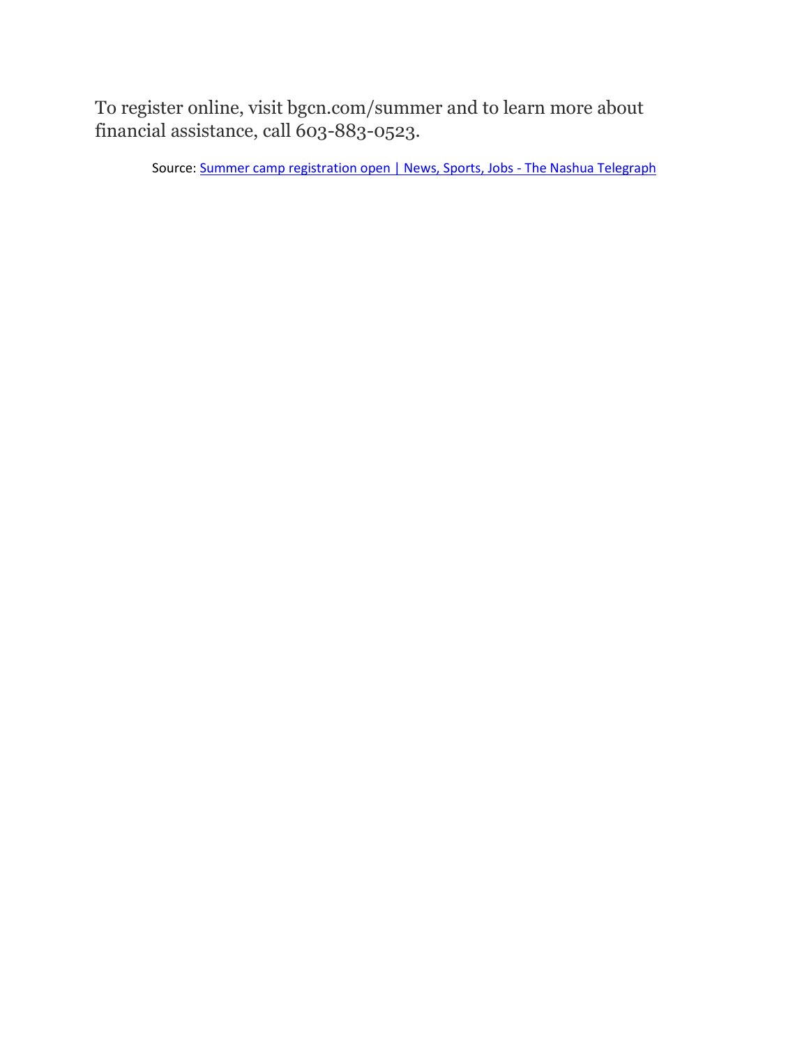To register online, visit bgcn.com/summer and to learn more about financial assistance, call 603-883-0523.

Source: [Summer camp registration open | News, Sports, Jobs - The Nashua Telegraph]